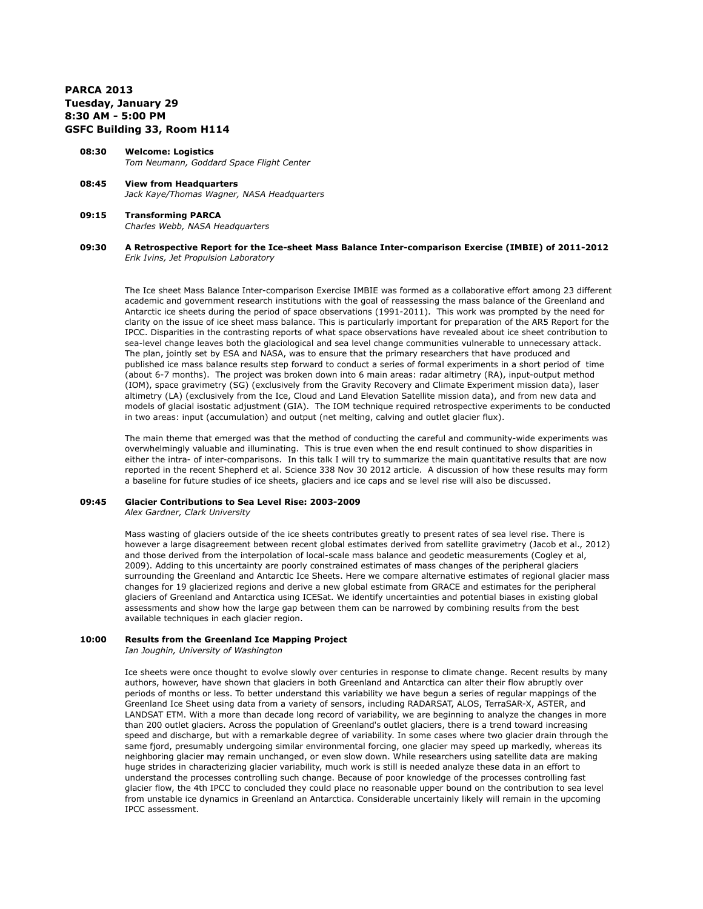**PARCA 2013**
**Tuesday, January 29**
**8:30 AM - 5:00 PM**
**GSFC Building 33, Room H114**

**08:30 Welcome: Logistics**
*Tom Neumann, Goddard Space Flight Center*

**08:45 View from Headquarters**
*Jack Kaye/Thomas Wagner, NASA Headquarters*

**09:15 Transforming PARCA**
*Charles Webb, NASA Headquarters*

**09:30 A Retrospective Report for the Ice-sheet Mass Balance Inter-comparison Exercise (IMBIE) of 2011-2012**
*Erik Ivins, Jet Propulsion Laboratory*

The Ice sheet Mass Balance Inter-comparison Exercise IMBIE was formed as a collaborative effort among 23 different academic and government research institutions with the goal of reassessing the mass balance of the Greenland and Antarctic ice sheets during the period of space observations (1991-2011). This work was prompted by the need for clarity on the issue of ice sheet mass balance. This is particularly important for preparation of the AR5 Report for the IPCC. Disparities in the contrasting reports of what space observations have revealed about ice sheet contribution to sea-level change leaves both the glaciological and sea level change communities vulnerable to unnecessary attack. The plan, jointly set by ESA and NASA, was to ensure that the primary researchers that have produced and published ice mass balance results step forward to conduct a series of formal experiments in a short period of time (about 6-7 months). The project was broken down into 6 main areas: radar altimetry (RA), input-output method (IOM), space gravimetry (SG) (exclusively from the Gravity Recovery and Climate Experiment mission data), laser altimetry (LA) (exclusively from the Ice, Cloud and Land Elevation Satellite mission data), and from new data and models of glacial isostatic adjustment (GIA). The IOM technique required retrospective experiments to be conducted in two areas: input (accumulation) and output (net melting, calving and outlet glacier flux).

The main theme that emerged was that the method of conducting the careful and community-wide experiments was overwhelmingly valuable and illuminating. This is true even when the end result continued to show disparities in either the intra- of inter-comparisons. In this talk I will try to summarize the main quantitative results that are now reported in the recent Shepherd et al. Science 338 Nov 30 2012 article. A discussion of how these results may form a baseline for future studies of ice sheets, glaciers and ice caps and se level rise will also be discussed.

**09:45 Glacier Contributions to Sea Level Rise: 2003-2009**
*Alex Gardner, Clark University*

Mass wasting of glaciers outside of the ice sheets contributes greatly to present rates of sea level rise. There is however a large disagreement between recent global estimates derived from satellite gravimetry (Jacob et al., 2012) and those derived from the interpolation of local-scale mass balance and geodetic measurements (Cogley et al, 2009). Adding to this uncertainty are poorly constrained estimates of mass changes of the peripheral glaciers surrounding the Greenland and Antarctic Ice Sheets. Here we compare alternative estimates of regional glacier mass changes for 19 glacierized regions and derive a new global estimate from GRACE and estimates for the peripheral glaciers of Greenland and Antarctica using ICESat. We identify uncertainties and potential biases in existing global assessments and show how the large gap between them can be narrowed by combining results from the best available techniques in each glacier region.

**10:00 Results from the Greenland Ice Mapping Project**
*Ian Joughin, University of Washington*

Ice sheets were once thought to evolve slowly over centuries in response to climate change. Recent results by many authors, however, have shown that glaciers in both Greenland and Antarctica can alter their flow abruptly over periods of months or less. To better understand this variability we have begun a series of regular mappings of the Greenland Ice Sheet using data from a variety of sensors, including RADARSAT, ALOS, TerraSAR-X, ASTER, and LANDSAT ETM. With a more than decade long record of variability, we are beginning to analyze the changes in more than 200 outlet glaciers. Across the population of Greenland's outlet glaciers, there is a trend toward increasing speed and discharge, but with a remarkable degree of variability. In some cases where two glacier drain through the same fjord, presumably undergoing similar environmental forcing, one glacier may speed up markedly, whereas its neighboring glacier may remain unchanged, or even slow down. While researchers using satellite data are making huge strides in characterizing glacier variability, much work is still is needed analyze these data in an effort to understand the processes controlling such change. Because of poor knowledge of the processes controlling fast glacier flow, the 4th IPCC to concluded they could place no reasonable upper bound on the contribution to sea level from unstable ice dynamics in Greenland an Antarctica. Considerable uncertainly likely will remain in the upcoming IPCC assessment.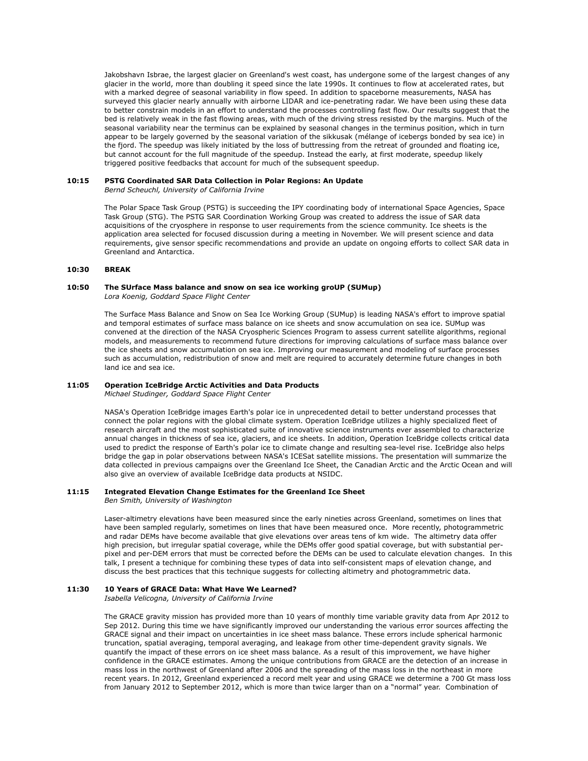Jakobshavn Isbrae, the largest glacier on Greenland's west coast, has undergone some of the largest changes of any glacier in the world, more than doubling it speed since the late 1990s. It continues to flow at accelerated rates, but with a marked degree of seasonal variability in flow speed. In addition to spaceborne measurements, NASA has surveyed this glacier nearly annually with airborne LIDAR and ice-penetrating radar. We have been using these data to better constrain models in an effort to understand the processes controlling fast flow. Our results suggest that the bed is relatively weak in the fast flowing areas, with much of the driving stress resisted by the margins. Much of the seasonal variability near the terminus can be explained by seasonal changes in the terminus position, which in turn appear to be largely governed by the seasonal variation of the sikkusak (mélange of icebergs bonded by sea ice) in the fjord. The speedup was likely initiated by the loss of buttressing from the retreat of grounded and floating ice, but cannot account for the full magnitude of the speedup. Instead the early, at first moderate, speedup likely triggered positive feedbacks that account for much of the subsequent speedup.

**10:15 PSTG Coordinated SAR Data Collection in Polar Regions: An Update**
*Bernd Scheuchl, University of California Irvine*

The Polar Space Task Group (PSTG) is succeeding the IPY coordinating body of international Space Agencies, Space Task Group (STG). The PSTG SAR Coordination Working Group was created to address the issue of SAR data acquisitions of the cryosphere in response to user requirements from the science community. Ice sheets is the application area selected for focused discussion during a meeting in November. We will present science and data requirements, give sensor specific recommendations and provide an update on ongoing efforts to collect SAR data in Greenland and Antarctica.

**10:30 BREAK**

**10:50 The SUrface Mass balance and snow on sea ice working groUP (SUMup)**
*Lora Koenig, Goddard Space Flight Center*

The Surface Mass Balance and Snow on Sea Ice Working Group (SUMup) is leading NASA's effort to improve spatial and temporal estimates of surface mass balance on ice sheets and snow accumulation on sea ice. SUMup was convened at the direction of the NASA Cryospheric Sciences Program to assess current satellite algorithms, regional models, and measurements to recommend future directions for improving calculations of surface mass balance over the ice sheets and snow accumulation on sea ice. Improving our measurement and modeling of surface processes such as accumulation, redistribution of snow and melt are required to accurately determine future changes in both land ice and sea ice.

**11:05 Operation IceBridge Arctic Activities and Data Products**
*Michael Studinger, Goddard Space Flight Center*

NASA's Operation IceBridge images Earth's polar ice in unprecedented detail to better understand processes that connect the polar regions with the global climate system. Operation IceBridge utilizes a highly specialized fleet of research aircraft and the most sophisticated suite of innovative science instruments ever assembled to characterize annual changes in thickness of sea ice, glaciers, and ice sheets. In addition, Operation IceBridge collects critical data used to predict the response of Earth's polar ice to climate change and resulting sea-level rise. IceBridge also helps bridge the gap in polar observations between NASA's ICESat satellite missions. The presentation will summarize the data collected in previous campaigns over the Greenland Ice Sheet, the Canadian Arctic and the Arctic Ocean and will also give an overview of available IceBridge data products at NSIDC.

**11:15 Integrated Elevation Change Estimates for the Greenland Ice Sheet**
*Ben Smith, University of Washington*

Laser-altimetry elevations have been measured since the early nineties across Greenland, sometimes on lines that have been sampled regularly, sometimes on lines that have been measured once. More recently, photogrammetric and radar DEMs have become available that give elevations over areas tens of km wide. The altimetry data offer high precision, but irregular spatial coverage, while the DEMs offer good spatial coverage, but with substantial per-pixel and per-DEM errors that must be corrected before the DEMs can be used to calculate elevation changes. In this talk, I present a technique for combining these types of data into self-consistent maps of elevation change, and discuss the best practices that this technique suggests for collecting altimetry and photogrammetric data.

**11:30 10 Years of GRACE Data: What Have We Learned?**
*Isabella Velicogna, University of California Irvine*

The GRACE gravity mission has provided more than 10 years of monthly time variable gravity data from Apr 2012 to Sep 2012. During this time we have significantly improved our understanding the various error sources affecting the GRACE signal and their impact on uncertainties in ice sheet mass balance. These errors include spherical harmonic truncation, spatial averaging, temporal averaging, and leakage from other time-dependent gravity signals. We quantify the impact of these errors on ice sheet mass balance. As a result of this improvement, we have higher confidence in the GRACE estimates. Among the unique contributions from GRACE are the detection of an increase in mass loss in the northwest of Greenland after 2006 and the spreading of the mass loss in the northeast in more recent years. In 2012, Greenland experienced a record melt year and using GRACE we determine a 700 Gt mass loss from January 2012 to September 2012, which is more than twice larger than on a "normal" year. Combination of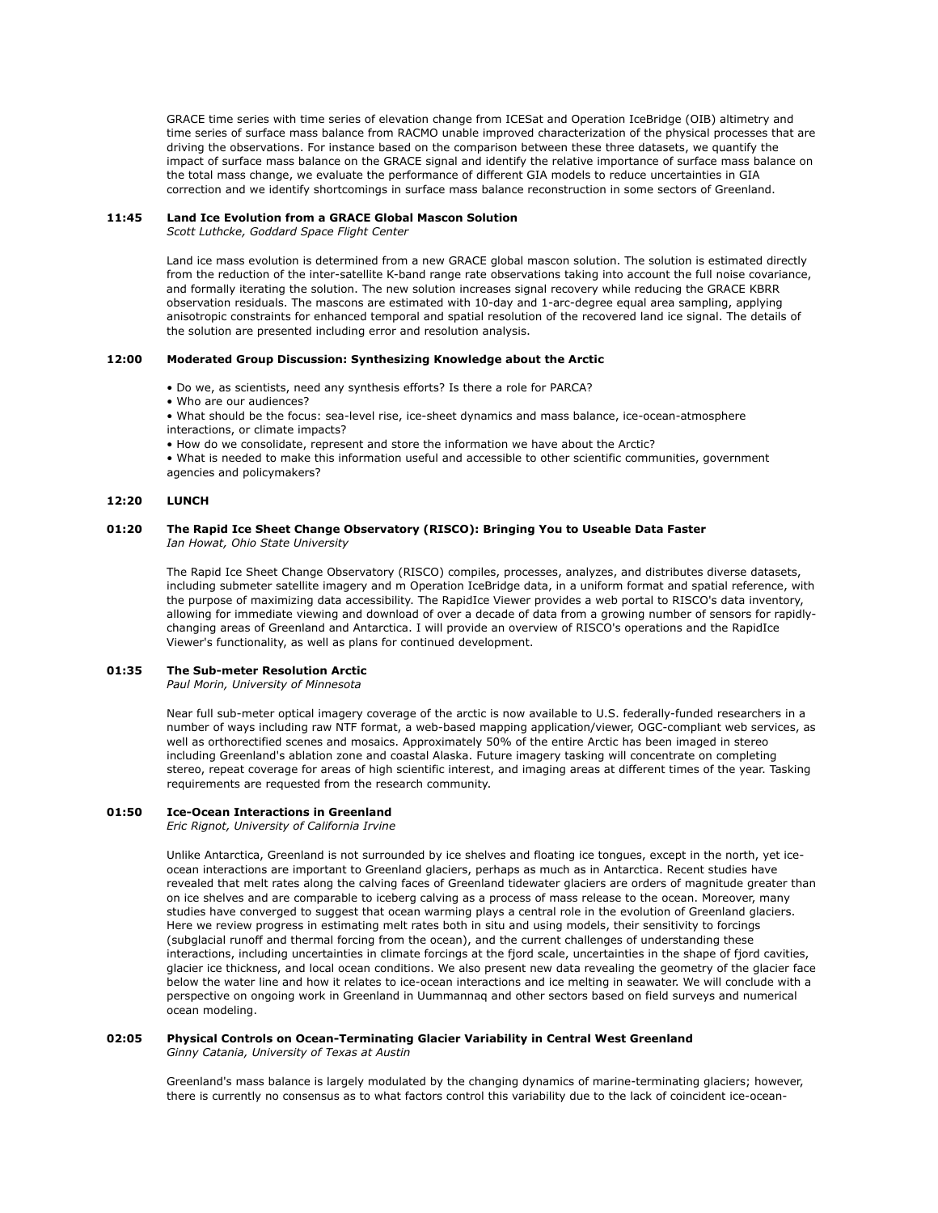GRACE time series with time series of elevation change from ICESat and Operation IceBridge (OIB) altimetry and time series of surface mass balance from RACMO unable improved characterization of the physical processes that are driving the observations. For instance based on the comparison between these three datasets, we quantify the impact of surface mass balance on the GRACE signal and identify the relative importance of surface mass balance on the total mass change, we evaluate the performance of different GIA models to reduce uncertainties in GIA correction and we identify shortcomings in surface mass balance reconstruction in some sectors of Greenland.

**11:45 Land Ice Evolution from a GRACE Global Mascon Solution**
*Scott Luthcke, Goddard Space Flight Center*

Land ice mass evolution is determined from a new GRACE global mascon solution. The solution is estimated directly from the reduction of the inter-satellite K-band range rate observations taking into account the full noise covariance, and formally iterating the solution. The new solution increases signal recovery while reducing the GRACE KBRR observation residuals. The mascons are estimated with 10-day and 1-arc-degree equal area sampling, applying anisotropic constraints for enhanced temporal and spatial resolution of the recovered land ice signal. The details of the solution are presented including error and resolution analysis.

**12:00 Moderated Group Discussion: Synthesizing Knowledge about the Arctic**

- Do we, as scientists, need any synthesis efforts? Is there a role for PARCA?
- Who are our audiences?
- What should be the focus: sea-level rise, ice-sheet dynamics and mass balance, ice-ocean-atmosphere interactions, or climate impacts?
- How do we consolidate, represent and store the information we have about the Arctic?
- What is needed to make this information useful and accessible to other scientific communities, government agencies and policymakers?

**12:20 LUNCH**

**01:20 The Rapid Ice Sheet Change Observatory (RISCO): Bringing You to Useable Data Faster**
*Ian Howat, Ohio State University*

The Rapid Ice Sheet Change Observatory (RISCO) compiles, processes, analyzes, and distributes diverse datasets, including submeter satellite imagery and m Operation IceBridge data, in a uniform format and spatial reference, with the purpose of maximizing data accessibility. The RapidIce Viewer provides a web portal to RISCO's data inventory, allowing for immediate viewing and download of over a decade of data from a growing number of sensors for rapidly-changing areas of Greenland and Antarctica. I will provide an overview of RISCO's operations and the RapidIce Viewer's functionality, as well as plans for continued development.

**01:35 The Sub-meter Resolution Arctic**
*Paul Morin, University of Minnesota*

Near full sub-meter optical imagery coverage of the arctic is now available to U.S. federally-funded researchers in a number of ways including raw NTF format, a web-based mapping application/viewer, OGC-compliant web services, as well as orthorectified scenes and mosaics. Approximately 50% of the entire Arctic has been imaged in stereo including Greenland's ablation zone and coastal Alaska. Future imagery tasking will concentrate on completing stereo, repeat coverage for areas of high scientific interest, and imaging areas at different times of the year. Tasking requirements are requested from the research community.

**01:50 Ice-Ocean Interactions in Greenland**
*Eric Rignot, University of California Irvine*

Unlike Antarctica, Greenland is not surrounded by ice shelves and floating ice tongues, except in the north, yet ice-ocean interactions are important to Greenland glaciers, perhaps as much as in Antarctica. Recent studies have revealed that melt rates along the calving faces of Greenland tidewater glaciers are orders of magnitude greater than on ice shelves and are comparable to iceberg calving as a process of mass release to the ocean. Moreover, many studies have converged to suggest that ocean warming plays a central role in the evolution of Greenland glaciers. Here we review progress in estimating melt rates both in situ and using models, their sensitivity to forcings (subglacial runoff and thermal forcing from the ocean), and the current challenges of understanding these interactions, including uncertainties in climate forcings at the fjord scale, uncertainties in the shape of fjord cavities, glacier ice thickness, and local ocean conditions. We also present new data revealing the geometry of the glacier face below the water line and how it relates to ice-ocean interactions and ice melting in seawater. We will conclude with a perspective on ongoing work in Greenland in Uummannaq and other sectors based on field surveys and numerical ocean modeling.

**02:05 Physical Controls on Ocean-Terminating Glacier Variability in Central West Greenland**
*Ginny Catania, University of Texas at Austin*

Greenland's mass balance is largely modulated by the changing dynamics of marine-terminating glaciers; however, there is currently no consensus as to what factors control this variability due to the lack of coincident ice-ocean-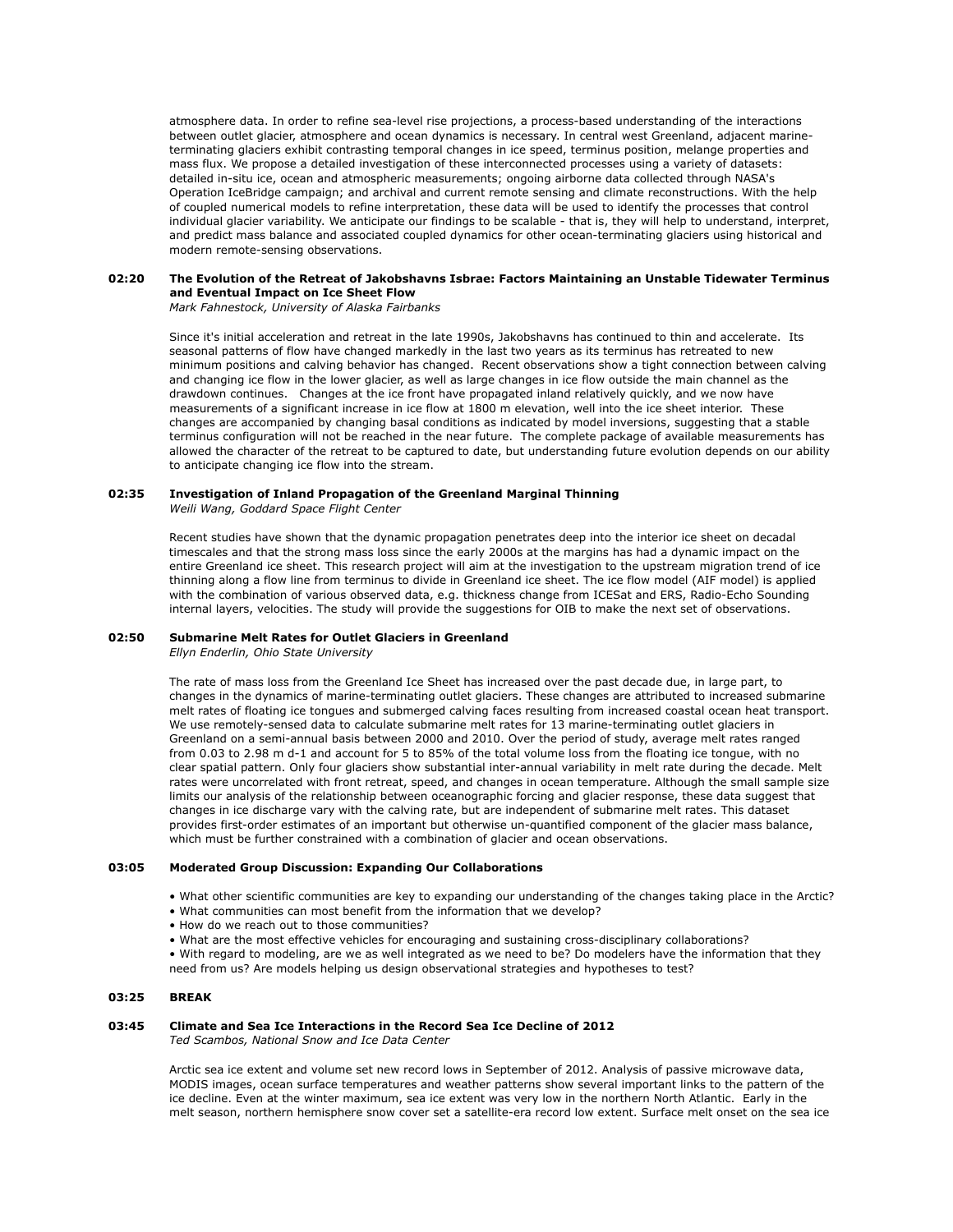atmosphere data. In order to refine sea-level rise projections, a process-based understanding of the interactions between outlet glacier, atmosphere and ocean dynamics is necessary. In central west Greenland, adjacent marine-terminating glaciers exhibit contrasting temporal changes in ice speed, terminus position, melange properties and mass flux. We propose a detailed investigation of these interconnected processes using a variety of datasets: detailed in-situ ice, ocean and atmospheric measurements; ongoing airborne data collected through NASA's Operation IceBridge campaign; and archival and current remote sensing and climate reconstructions. With the help of coupled numerical models to refine interpretation, these data will be used to identify the processes that control individual glacier variability. We anticipate our findings to be scalable - that is, they will help to understand, interpret, and predict mass balance and associated coupled dynamics for other ocean-terminating glaciers using historical and modern remote-sensing observations.

**02:20 The Evolution of the Retreat of Jakobshavns Isbrae: Factors Maintaining an Unstable Tidewater Terminus and Eventual Impact on Ice Sheet Flow**
*Mark Fahnestock, University of Alaska Fairbanks*

Since it's initial acceleration and retreat in the late 1990s, Jakobshavns has continued to thin and accelerate. Its seasonal patterns of flow have changed markedly in the last two years as its terminus has retreated to new minimum positions and calving behavior has changed. Recent observations show a tight connection between calving and changing ice flow in the lower glacier, as well as large changes in ice flow outside the main channel as the drawdown continues. Changes at the ice front have propagated inland relatively quickly, and we now have measurements of a significant increase in ice flow at 1800 m elevation, well into the ice sheet interior. These changes are accompanied by changing basal conditions as indicated by model inversions, suggesting that a stable terminus configuration will not be reached in the near future. The complete package of available measurements has allowed the character of the retreat to be captured to date, but understanding future evolution depends on our ability to anticipate changing ice flow into the stream.

**02:35 Investigation of Inland Propagation of the Greenland Marginal Thinning**
*Weili Wang, Goddard Space Flight Center*

Recent studies have shown that the dynamic propagation penetrates deep into the interior ice sheet on decadal timescales and that the strong mass loss since the early 2000s at the margins has had a dynamic impact on the entire Greenland ice sheet. This research project will aim at the investigation to the upstream migration trend of ice thinning along a flow line from terminus to divide in Greenland ice sheet. The ice flow model (AIF model) is applied with the combination of various observed data, e.g. thickness change from ICESat and ERS, Radio-Echo Sounding internal layers, velocities. The study will provide the suggestions for OIB to make the next set of observations.

**02:50 Submarine Melt Rates for Outlet Glaciers in Greenland**
*Ellyn Enderlin, Ohio State University*

The rate of mass loss from the Greenland Ice Sheet has increased over the past decade due, in large part, to changes in the dynamics of marine-terminating outlet glaciers. These changes are attributed to increased submarine melt rates of floating ice tongues and submerged calving faces resulting from increased coastal ocean heat transport. We use remotely-sensed data to calculate submarine melt rates for 13 marine-terminating outlet glaciers in Greenland on a semi-annual basis between 2000 and 2010. Over the period of study, average melt rates ranged from 0.03 to 2.98 m d-1 and account for 5 to 85% of the total volume loss from the floating ice tongue, with no clear spatial pattern. Only four glaciers show substantial inter-annual variability in melt rate during the decade. Melt rates were uncorrelated with front retreat, speed, and changes in ocean temperature. Although the small sample size limits our analysis of the relationship between oceanographic forcing and glacier response, these data suggest that changes in ice discharge vary with the calving rate, but are independent of submarine melt rates. This dataset provides first-order estimates of an important but otherwise un-quantified component of the glacier mass balance, which must be further constrained with a combination of glacier and ocean observations.

**03:05 Moderated Group Discussion: Expanding Our Collaborations**

- What other scientific communities are key to expanding our understanding of the changes taking place in the Arctic?
- What communities can most benefit from the information that we develop?
- How do we reach out to those communities?
- What are the most effective vehicles for encouraging and sustaining cross-disciplinary collaborations?
- With regard to modeling, are we as well integrated as we need to be? Do modelers have the information that they need from us? Are models helping us design observational strategies and hypotheses to test?

**03:25 BREAK**

**03:45 Climate and Sea Ice Interactions in the Record Sea Ice Decline of 2012**
*Ted Scambos, National Snow and Ice Data Center*

Arctic sea ice extent and volume set new record lows in September of 2012. Analysis of passive microwave data, MODIS images, ocean surface temperatures and weather patterns show several important links to the pattern of the ice decline. Even at the winter maximum, sea ice extent was very low in the northern North Atlantic. Early in the melt season, northern hemisphere snow cover set a satellite-era record low extent. Surface melt onset on the sea ice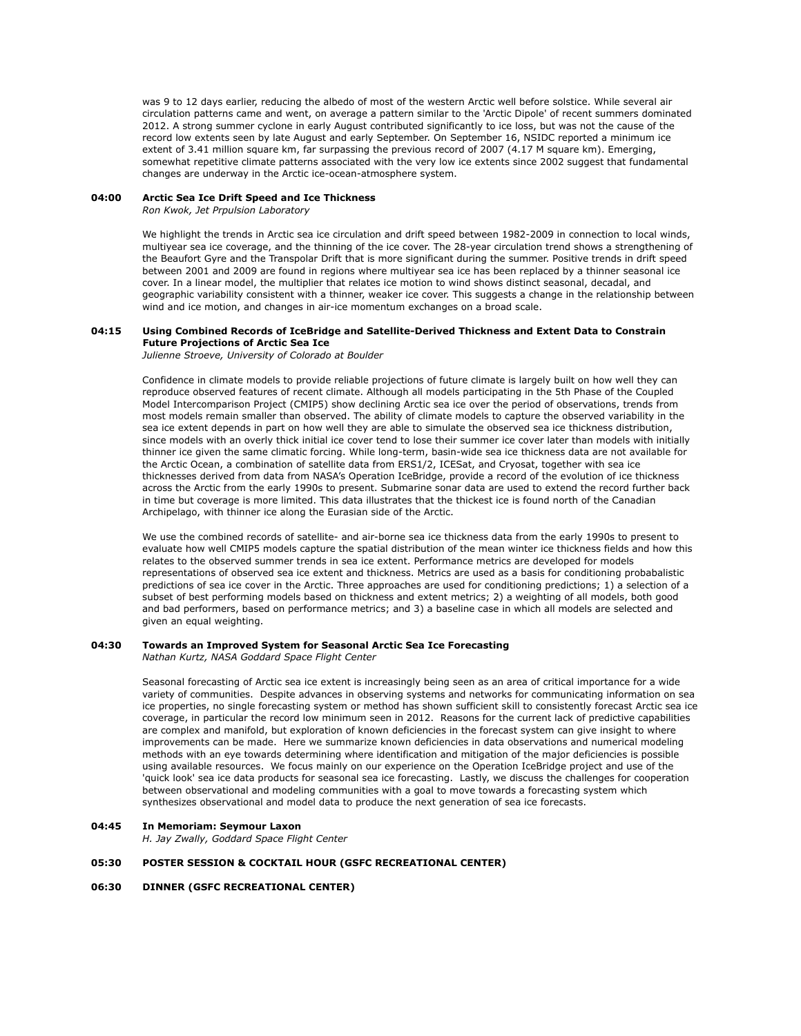was 9 to 12 days earlier, reducing the albedo of most of the western Arctic well before solstice. While several air circulation patterns came and went, on average a pattern similar to the 'Arctic Dipole' of recent summers dominated 2012. A strong summer cyclone in early August contributed significantly to ice loss, but was not the cause of the record low extents seen by late August and early September. On September 16, NSIDC reported a minimum ice extent of 3.41 million square km, far surpassing the previous record of 2007 (4.17 M square km). Emerging, somewhat repetitive climate patterns associated with the very low ice extents since 2002 suggest that fundamental changes are underway in the Arctic ice-ocean-atmosphere system.

**04:00 Arctic Sea Ice Drift Speed and Ice Thickness**
*Ron Kwok, Jet Prpulsion Laboratory*

We highlight the trends in Arctic sea ice circulation and drift speed between 1982-2009 in connection to local winds, multiyear sea ice coverage, and the thinning of the ice cover. The 28-year circulation trend shows a strengthening of the Beaufort Gyre and the Transpolar Drift that is more significant during the summer. Positive trends in drift speed between 2001 and 2009 are found in regions where multiyear sea ice has been replaced by a thinner seasonal ice cover. In a linear model, the multiplier that relates ice motion to wind shows distinct seasonal, decadal, and geographic variability consistent with a thinner, weaker ice cover. This suggests a change in the relationship between wind and ice motion, and changes in air-ice momentum exchanges on a broad scale.

**04:15 Using Combined Records of IceBridge and Satellite-Derived Thickness and Extent Data to Constrain Future Projections of Arctic Sea Ice**
*Julienne Stroeve, University of Colorado at Boulder*

Confidence in climate models to provide reliable projections of future climate is largely built on how well they can reproduce observed features of recent climate. Although all models participating in the 5th Phase of the Coupled Model Intercomparison Project (CMIP5) show declining Arctic sea ice over the period of observations, trends from most models remain smaller than observed. The ability of climate models to capture the observed variability in the sea ice extent depends in part on how well they are able to simulate the observed sea ice thickness distribution, since models with an overly thick initial ice cover tend to lose their summer ice cover later than models with initially thinner ice given the same climatic forcing. While long-term, basin-wide sea ice thickness data are not available for the Arctic Ocean, a combination of satellite data from ERS1/2, ICESat, and Cryosat, together with sea ice thicknesses derived from data from NASA's Operation IceBridge, provide a record of the evolution of ice thickness across the Arctic from the early 1990s to present. Submarine sonar data are used to extend the record further back in time but coverage is more limited. This data illustrates that the thickest ice is found north of the Canadian Archipelago, with thinner ice along the Eurasian side of the Arctic.

We use the combined records of satellite- and air-borne sea ice thickness data from the early 1990s to present to evaluate how well CMIP5 models capture the spatial distribution of the mean winter ice thickness fields and how this relates to the observed summer trends in sea ice extent. Performance metrics are developed for models representations of observed sea ice extent and thickness. Metrics are used as a basis for conditioning probabalistic predictions of sea ice cover in the Arctic. Three approaches are used for conditioning predictions; 1) a selection of a subset of best performing models based on thickness and extent metrics; 2) a weighting of all models, both good and bad performers, based on performance metrics; and 3) a baseline case in which all models are selected and given an equal weighting.

**04:30 Towards an Improved System for Seasonal Arctic Sea Ice Forecasting**
*Nathan Kurtz, NASA Goddard Space Flight Center*

Seasonal forecasting of Arctic sea ice extent is increasingly being seen as an area of critical importance for a wide variety of communities. Despite advances in observing systems and networks for communicating information on sea ice properties, no single forecasting system or method has shown sufficient skill to consistently forecast Arctic sea ice coverage, in particular the record low minimum seen in 2012. Reasons for the current lack of predictive capabilities are complex and manifold, but exploration of known deficiencies in the forecast system can give insight to where improvements can be made. Here we summarize known deficiencies in data observations and numerical modeling methods with an eye towards determining where identification and mitigation of the major deficiencies is possible using available resources. We focus mainly on our experience on the Operation IceBridge project and use of the 'quick look' sea ice data products for seasonal sea ice forecasting. Lastly, we discuss the challenges for cooperation between observational and modeling communities with a goal to move towards a forecasting system which synthesizes observational and model data to produce the next generation of sea ice forecasts.

**04:45 In Memoriam: Seymour Laxon**
*H. Jay Zwally, Goddard Space Flight Center*

**05:30 POSTER SESSION & COCKTAIL HOUR (GSFC RECREATIONAL CENTER)**

**06:30 DINNER (GSFC RECREATIONAL CENTER)**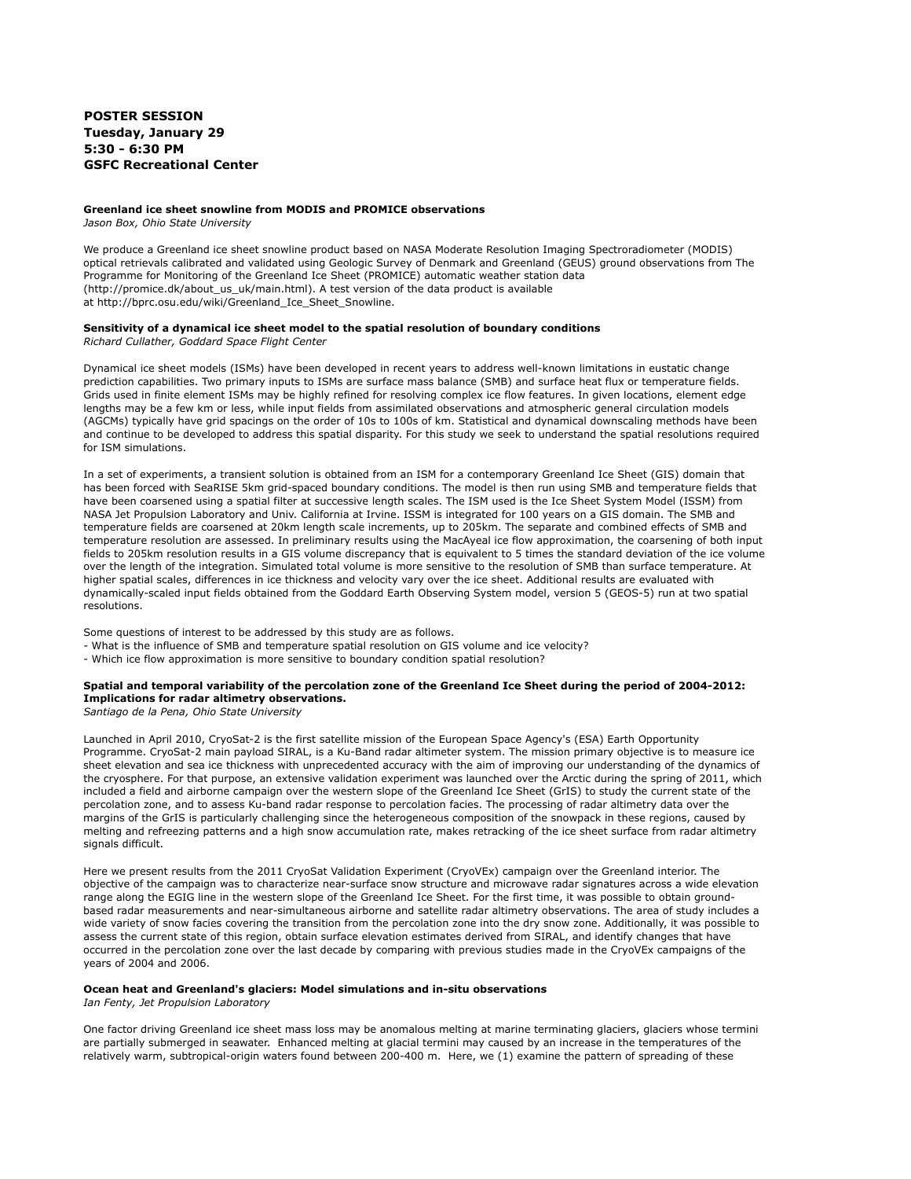**POSTER SESSION**
**Tuesday, January 29**
**5:30 - 6:30 PM**
**GSFC Recreational Center**

**Greenland ice sheet snowline from MODIS and PROMICE observations**
*Jason Box, Ohio State University*

We produce a Greenland ice sheet snowline product based on NASA Moderate Resolution Imaging Spectroradiometer (MODIS) optical retrievals calibrated and validated using Geologic Survey of Denmark and Greenland (GEUS) ground observations from The Programme for Monitoring of the Greenland Ice Sheet (PROMICE) automatic weather station data (http://promice.dk/about_us_uk/main.html). A test version of the data product is available at http://bprc.osu.edu/wiki/Greenland_Ice_Sheet_Snowline.

**Sensitivity of a dynamical ice sheet model to the spatial resolution of boundary conditions**
*Richard Cullather, Goddard Space Flight Center*

Dynamical ice sheet models (ISMs) have been developed in recent years to address well-known limitations in eustatic change prediction capabilities. Two primary inputs to ISMs are surface mass balance (SMB) and surface heat flux or temperature fields. Grids used in finite element ISMs may be highly refined for resolving complex ice flow features. In given locations, element edge lengths may be a few km or less, while input fields from assimilated observations and atmospheric general circulation models (AGCMs) typically have grid spacings on the order of 10s to 100s of km. Statistical and dynamical downscaling methods have been and continue to be developed to address this spatial disparity. For this study we seek to understand the spatial resolutions required for ISM simulations.

In a set of experiments, a transient solution is obtained from an ISM for a contemporary Greenland Ice Sheet (GIS) domain that has been forced with SeaRISE 5km grid-spaced boundary conditions. The model is then run using SMB and temperature fields that have been coarsened using a spatial filter at successive length scales. The ISM used is the Ice Sheet System Model (ISSM) from NASA Jet Propulsion Laboratory and Univ. California at Irvine. ISSM is integrated for 100 years on a GIS domain. The SMB and temperature fields are coarsened at 20km length scale increments, up to 205km. The separate and combined effects of SMB and temperature resolution are assessed. In preliminary results using the MacAyeal ice flow approximation, the coarsening of both input fields to 205km resolution results in a GIS volume discrepancy that is equivalent to 5 times the standard deviation of the ice volume over the length of the integration. Simulated total volume is more sensitive to the resolution of SMB than surface temperature. At higher spatial scales, differences in ice thickness and velocity vary over the ice sheet. Additional results are evaluated with dynamically-scaled input fields obtained from the Goddard Earth Observing System model, version 5 (GEOS-5) run at two spatial resolutions.

Some questions of interest to be addressed by this study are as follows.
- What is the influence of SMB and temperature spatial resolution on GIS volume and ice velocity?
- Which ice flow approximation is more sensitive to boundary condition spatial resolution?

**Spatial and temporal variability of the percolation zone of the Greenland Ice Sheet during the period of 2004-2012: Implications for radar altimetry observations.**
*Santiago de la Pena, Ohio State University*

Launched in April 2010, CryoSat-2 is the first satellite mission of the European Space Agency's (ESA) Earth Opportunity Programme. CryoSat-2 main payload SIRAL, is a Ku-Band radar altimeter system. The mission primary objective is to measure ice sheet elevation and sea ice thickness with unprecedented accuracy with the aim of improving our understanding of the dynamics of the cryosphere. For that purpose, an extensive validation experiment was launched over the Arctic during the spring of 2011, which included a field and airborne campaign over the western slope of the Greenland Ice Sheet (GrIS) to study the current state of the percolation zone, and to assess Ku-band radar response to percolation facies. The processing of radar altimetry data over the margins of the GrIS is particularly challenging since the heterogeneous composition of the snowpack in these regions, caused by melting and refreezing patterns and a high snow accumulation rate, makes retracking of the ice sheet surface from radar altimetry signals difficult.

Here we present results from the 2011 CryoSat Validation Experiment (CryoVEx) campaign over the Greenland interior. The objective of the campaign was to characterize near-surface snow structure and microwave radar signatures across a wide elevation range along the EGIG line in the western slope of the Greenland Ice Sheet. For the first time, it was possible to obtain ground-based radar measurements and near-simultaneous airborne and satellite radar altimetry observations. The area of study includes a wide variety of snow facies covering the transition from the percolation zone into the dry snow zone. Additionally, it was possible to assess the current state of this region, obtain surface elevation estimates derived from SIRAL, and identify changes that have occurred in the percolation zone over the last decade by comparing with previous studies made in the CryoVEx campaigns of the years of 2004 and 2006.

**Ocean heat and Greenland's glaciers: Model simulations and in-situ observations**
*Ian Fenty, Jet Propulsion Laboratory*

One factor driving Greenland ice sheet mass loss may be anomalous melting at marine terminating glaciers, glaciers whose termini are partially submerged in seawater. Enhanced melting at glacial termini may caused by an increase in the temperatures of the relatively warm, subtropical-origin waters found between 200-400 m. Here, we (1) examine the pattern of spreading of these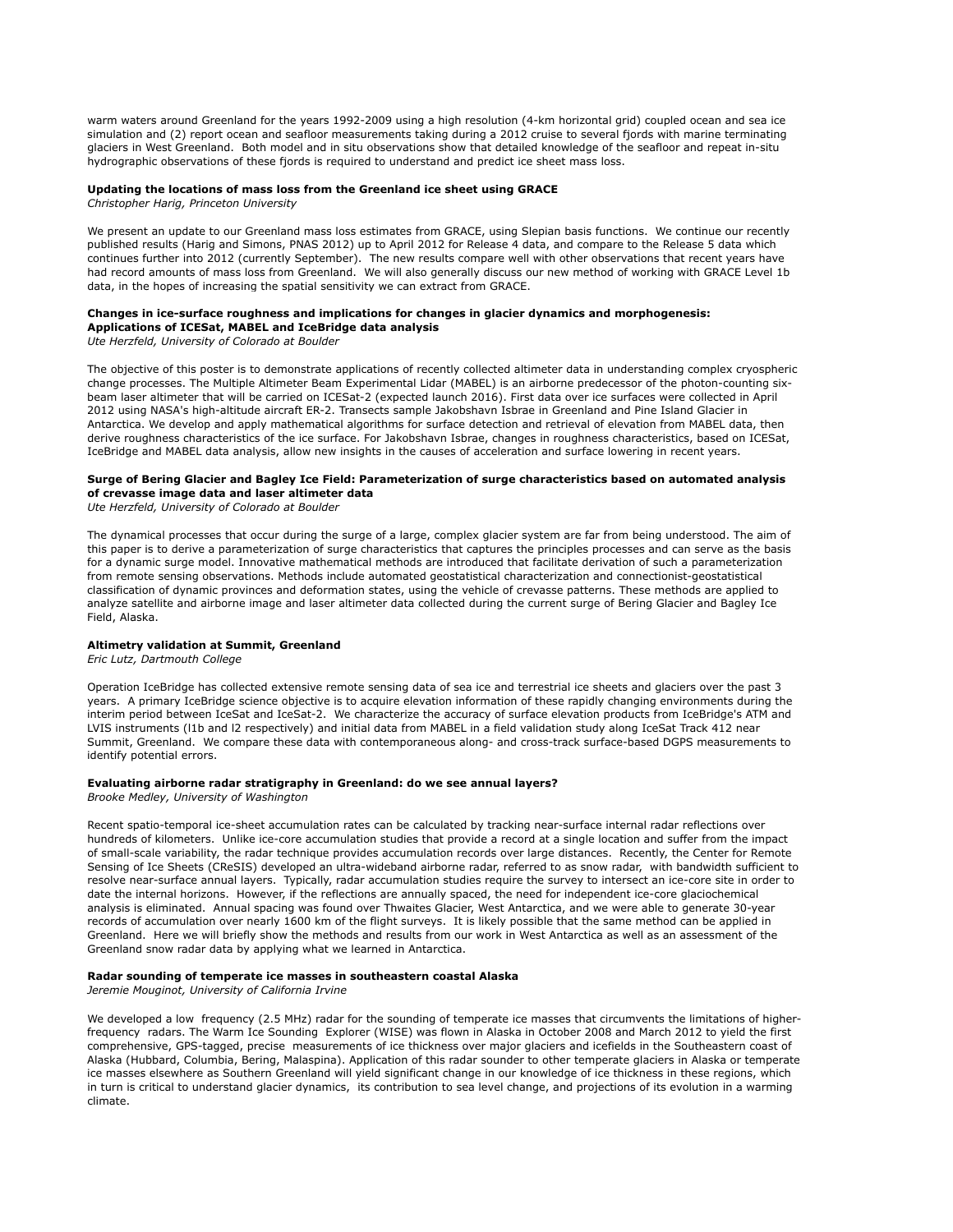warm waters around Greenland for the years 1992-2009 using a high resolution (4-km horizontal grid) coupled ocean and sea ice simulation and (2) report ocean and seafloor measurements taking during a 2012 cruise to several fjords with marine terminating glaciers in West Greenland. Both model and in situ observations show that detailed knowledge of the seafloor and repeat in-situ hydrographic observations of these fjords is required to understand and predict ice sheet mass loss.

**Updating the locations of mass loss from the Greenland ice sheet using GRACE**
*Christopher Harig, Princeton University*

We present an update to our Greenland mass loss estimates from GRACE, using Slepian basis functions. We continue our recently published results (Harig and Simons, PNAS 2012) up to April 2012 for Release 4 data, and compare to the Release 5 data which continues further into 2012 (currently September). The new results compare well with other observations that recent years have had record amounts of mass loss from Greenland. We will also generally discuss our new method of working with GRACE Level 1b data, in the hopes of increasing the spatial sensitivity we can extract from GRACE.

**Changes in ice-surface roughness and implications for changes in glacier dynamics and morphogenesis: Applications of ICESat, MABEL and IceBridge data analysis**
*Ute Herzfeld, University of Colorado at Boulder*

The objective of this poster is to demonstrate applications of recently collected altimeter data in understanding complex cryospheric change processes. The Multiple Altimeter Beam Experimental Lidar (MABEL) is an airborne predecessor of the photon-counting six-beam laser altimeter that will be carried on ICESat-2 (expected launch 2016). First data over ice surfaces were collected in April 2012 using NASA's high-altitude aircraft ER-2. Transects sample Jakobshavn Isbrae in Greenland and Pine Island Glacier in Antarctica. We develop and apply mathematical algorithms for surface detection and retrieval of elevation from MABEL data, then derive roughness characteristics of the ice surface. For Jakobshavn Isbrae, changes in roughness characteristics, based on ICESat, IceBridge and MABEL data analysis, allow new insights in the causes of acceleration and surface lowering in recent years.

**Surge of Bering Glacier and Bagley Ice Field: Parameterization of surge characteristics based on automated analysis of crevasse image data and laser altimeter data**
*Ute Herzfeld, University of Colorado at Boulder*

The dynamical processes that occur during the surge of a large, complex glacier system are far from being understood. The aim of this paper is to derive a parameterization of surge characteristics that captures the principles processes and can serve as the basis for a dynamic surge model. Innovative mathematical methods are introduced that facilitate derivation of such a parameterization from remote sensing observations. Methods include automated geostatistical characterization and connectionist-geostatistical classification of dynamic provinces and deformation states, using the vehicle of crevasse patterns. These methods are applied to analyze satellite and airborne image and laser altimeter data collected during the current surge of Bering Glacier and Bagley Ice Field, Alaska.

**Altimetry validation at Summit, Greenland**
*Eric Lutz, Dartmouth College*

Operation IceBridge has collected extensive remote sensing data of sea ice and terrestrial ice sheets and glaciers over the past 3 years. A primary IceBridge science objective is to acquire elevation information of these rapidly changing environments during the interim period between IceSat and IceSat-2. We characterize the accuracy of surface elevation products from IceBridge's ATM and LVIS instruments (l1b and l2 respectively) and initial data from MABEL in a field validation study along IceSat Track 412 near Summit, Greenland. We compare these data with contemporaneous along- and cross-track surface-based DGPS measurements to identify potential errors.

**Evaluating airborne radar stratigraphy in Greenland: do we see annual layers?**
*Brooke Medley, University of Washington*

Recent spatio-temporal ice-sheet accumulation rates can be calculated by tracking near-surface internal radar reflections over hundreds of kilometers. Unlike ice-core accumulation studies that provide a record at a single location and suffer from the impact of small-scale variability, the radar technique provides accumulation records over large distances. Recently, the Center for Remote Sensing of Ice Sheets (CReSIS) developed an ultra-wideband airborne radar, referred to as snow radar, with bandwidth sufficient to resolve near-surface annual layers. Typically, radar accumulation studies require the survey to intersect an ice-core site in order to date the internal horizons. However, if the reflections are annually spaced, the need for independent ice-core glaciochemical analysis is eliminated. Annual spacing was found over Thwaites Glacier, West Antarctica, and we were able to generate 30-year records of accumulation over nearly 1600 km of the flight surveys. It is likely possible that the same method can be applied in Greenland. Here we will briefly show the methods and results from our work in West Antarctica as well as an assessment of the Greenland snow radar data by applying what we learned in Antarctica.

**Radar sounding of temperate ice masses in southeastern coastal Alaska**
*Jeremie Mouginot, University of California Irvine*

We developed a low frequency (2.5 MHz) radar for the sounding of temperate ice masses that circumvents the limitations of higher-frequency radars. The Warm Ice Sounding Explorer (WISE) was flown in Alaska in October 2008 and March 2012 to yield the first comprehensive, GPS-tagged, precise measurements of ice thickness over major glaciers and icefields in the Southeastern coast of Alaska (Hubbard, Columbia, Bering, Malaspina). Application of this radar sounder to other temperate glaciers in Alaska or temperate ice masses elsewhere as Southern Greenland will yield significant change in our knowledge of ice thickness in these regions, which in turn is critical to understand glacier dynamics, its contribution to sea level change, and projections of its evolution in a warming climate.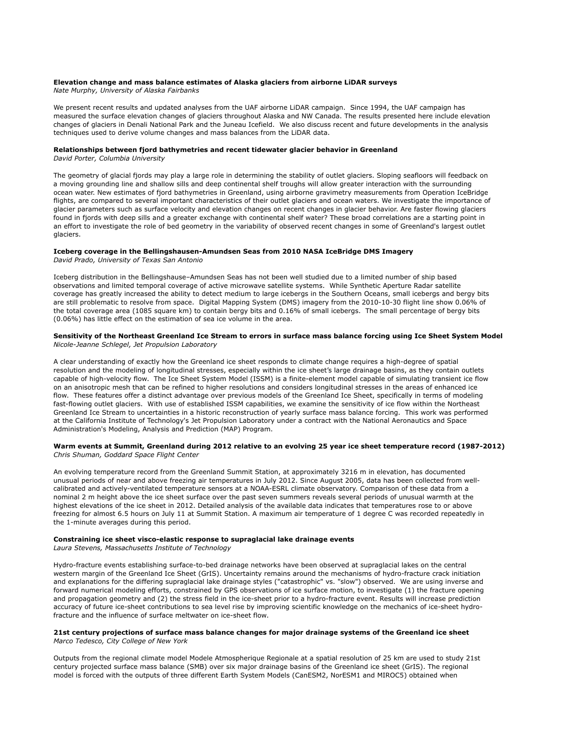### Elevation change and mass balance estimates of Alaska glaciers from airborne LiDAR surveys

*Nate Murphy, University of Alaska Fairbanks*

We present recent results and updated analyses from the UAF airborne LiDAR campaign. Since 1994, the UAF campaign has measured the surface elevation changes of glaciers throughout Alaska and NW Canada. The results presented here include elevation changes of glaciers in Denali National Park and the Juneau Icefield. We also discuss recent and future developments in the analysis techniques used to derive volume changes and mass balances from the LiDAR data.

### Relationships between fjord bathymetries and recent tidewater glacier behavior in Greenland

*David Porter, Columbia University*

The geometry of glacial fjords may play a large role in determining the stability of outlet glaciers. Sloping seafloors will feedback on a moving grounding line and shallow sills and deep continental shelf troughs will allow greater interaction with the surrounding ocean water. New estimates of fjord bathymetries in Greenland, using airborne gravimetry measurements from Operation IceBridge flights, are compared to several important characteristics of their outlet glaciers and ocean waters. We investigate the importance of glacier parameters such as surface velocity and elevation changes on recent changes in glacier behavior. Are faster flowing glaciers found in fjords with deep sills and a greater exchange with continental shelf water? These broad correlations are a starting point in an effort to investigate the role of bed geometry in the variability of observed recent changes in some of Greenland's largest outlet glaciers.

### Iceberg coverage in the Bellingshausen-Amundsen Seas from 2010 NASA IceBridge DMS Imagery

*David Prado, University of Texas San Antonio*

Iceberg distribution in the Bellingshause–Amundsen Seas has not been well studied due to a limited number of ship based observations and limited temporal coverage of active microwave satellite systems. While Synthetic Aperture Radar satellite coverage has greatly increased the ability to detect medium to large icebergs in the Southern Oceans, small icebergs and bergy bits are still problematic to resolve from space. Digital Mapping System (DMS) imagery from the 2010-10-30 flight line show 0.06% of the total coverage area (1085 square km) to contain bergy bits and 0.16% of small icebergs. The small percentage of bergy bits (0.06%) has little effect on the estimation of sea ice volume in the area.

### Sensitivity of the Northeast Greenland Ice Stream to errors in surface mass balance forcing using Ice Sheet System Model

*Nicole-Jeanne Schlegel, Jet Propulsion Laboratory*

A clear understanding of exactly how the Greenland ice sheet responds to climate change requires a high-degree of spatial resolution and the modeling of longitudinal stresses, especially within the ice sheet's large drainage basins, as they contain outlets capable of high-velocity flow. The Ice Sheet System Model (ISSM) is a finite-element model capable of simulating transient ice flow on an anisotropic mesh that can be refined to higher resolutions and considers longitudinal stresses in the areas of enhanced ice flow. These features offer a distinct advantage over previous models of the Greenland Ice Sheet, specifically in terms of modeling fast-flowing outlet glaciers. With use of established ISSM capabilities, we examine the sensitivity of ice flow within the Northeast Greenland Ice Stream to uncertainties in a historic reconstruction of yearly surface mass balance forcing. This work was performed at the California Institute of Technology's Jet Propulsion Laboratory under a contract with the National Aeronautics and Space Administration's Modeling, Analysis and Prediction (MAP) Program.

### Warm events at Summit, Greenland during 2012 relative to an evolving 25 year ice sheet temperature record (1987-2012)

*Chris Shuman, Goddard Space Flight Center*

An evolving temperature record from the Greenland Summit Station, at approximately 3216 m in elevation, has documented unusual periods of near and above freezing air temperatures in July 2012. Since August 2005, data has been collected from well-calibrated and actively-ventilated temperature sensors at a NOAA-ESRL climate observatory. Comparison of these data from a nominal 2 m height above the ice sheet surface over the past seven summers reveals several periods of unusual warmth at the highest elevations of the ice sheet in 2012. Detailed analysis of the available data indicates that temperatures rose to or above freezing for almost 6.5 hours on July 11 at Summit Station. A maximum air temperature of 1 degree C was recorded repeatedly in the 1-minute averages during this period.

### Constraining ice sheet visco-elastic response to supraglacial lake drainage events

*Laura Stevens, Massachusetts Institute of Technology*

Hydro-fracture events establishing surface-to-bed drainage networks have been observed at supraglacial lakes on the central western margin of the Greenland Ice Sheet (GrIS). Uncertainty remains around the mechanisms of hydro-fracture crack initiation and explanations for the differing supraglacial lake drainage styles ("catastrophic" vs. "slow") observed. We are using inverse and forward numerical modeling efforts, constrained by GPS observations of ice surface motion, to investigate (1) the fracture opening and propagation geometry and (2) the stress field in the ice-sheet prior to a hydro-fracture event. Results will increase prediction accuracy of future ice-sheet contributions to sea level rise by improving scientific knowledge on the mechanics of ice-sheet hydro-fracture and the influence of surface meltwater on ice-sheet flow.

### 21st century projections of surface mass balance changes for major drainage systems of the Greenland ice sheet

*Marco Tedesco, City College of New York*

Outputs from the regional climate model Modele Atmospherique Regionale at a spatial resolution of 25 km are used to study 21st century projected surface mass balance (SMB) over six major drainage basins of the Greenland ice sheet (GrIS). The regional model is forced with the outputs of three different Earth System Models (CanESM2, NorESM1 and MIROC5) obtained when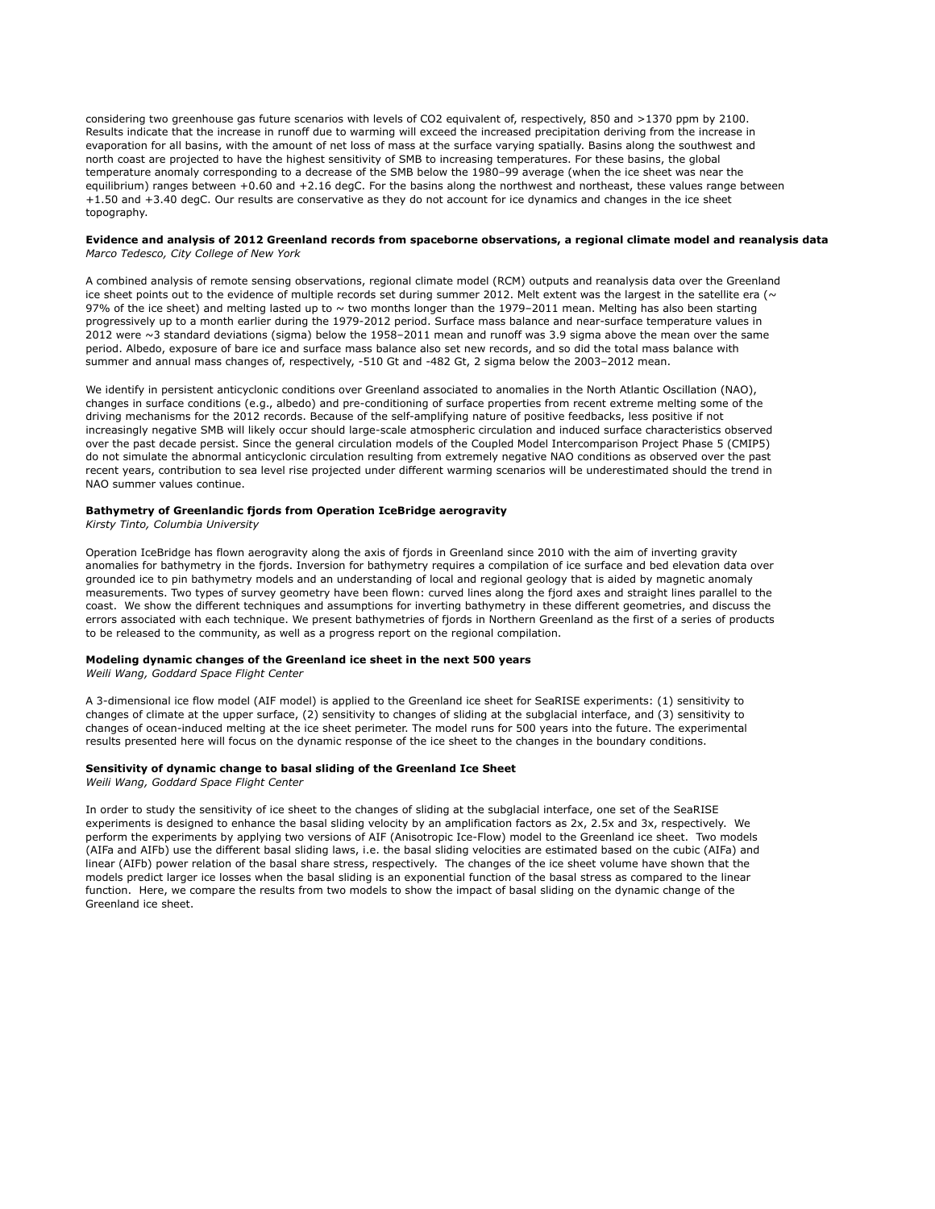considering two greenhouse gas future scenarios with levels of $CO_2$ equivalent of, respectively, 850 and >1370 ppm by 2100. Results indicate that the increase in runoff due to warming will exceed the increased precipitation deriving from the increase in evaporation for all basins, with the amount of net loss of mass at the surface varying spatially. Basins along the southwest and north coast are projected to have the highest sensitivity of SMB to increasing temperatures. For these basins, the global temperature anomaly corresponding to a decrease of the SMB below the 1980–99 average (when the ice sheet was near the equilibrium) ranges between +0.60 and +2.16 degC. For the basins along the northwest and northeast, these values range between +1.50 and +3.40 degC. Our results are conservative as they do not account for ice dynamics and changes in the ice sheet topography.

**Evidence and analysis of 2012 Greenland records from spaceborne observations, a regional climate model and reanalysis data**
*Marco Tedesco, City College of New York*

A combined analysis of remote sensing observations, regional climate model (RCM) outputs and reanalysis data over the Greenland ice sheet points out to the evidence of multiple records set during summer 2012. Melt extent was the largest in the satellite era (~ 97% of the ice sheet) and melting lasted up to ~ two months longer than the 1979–2011 mean. Melting has also been starting progressively up to a month earlier during the 1979-2012 period. Surface mass balance and near-surface temperature values in 2012 were ~3 standard deviations (sigma) below the 1958–2011 mean and runoff was 3.9 sigma above the mean over the same period. Albedo, exposure of bare ice and surface mass balance also set new records, and so did the total mass balance with summer and annual mass changes of, respectively, -510 Gt and -482 Gt, 2 sigma below the 2003–2012 mean.

We identify in persistent anticyclonic conditions over Greenland associated to anomalies in the North Atlantic Oscillation (NAO), changes in surface conditions (e.g., albedo) and pre-conditioning of surface properties from recent extreme melting some of the driving mechanisms for the 2012 records. Because of the self-amplifying nature of positive feedbacks, less positive if not increasingly negative SMB will likely occur should large-scale atmospheric circulation and induced surface characteristics observed over the past decade persist. Since the general circulation models of the Coupled Model Intercomparison Project Phase 5 (CMIP5) do not simulate the abnormal anticyclonic circulation resulting from extremely negative NAO conditions as observed over the past recent years, contribution to sea level rise projected under different warming scenarios will be underestimated should the trend in NAO summer values continue.

**Bathymetry of Greenlandic fjords from Operation IceBridge aerogravity**
*Kirsty Tinto, Columbia University*

Operation IceBridge has flown aerogravity along the axis of fjords in Greenland since 2010 with the aim of inverting gravity anomalies for bathymetry in the fjords. Inversion for bathymetry requires a compilation of ice surface and bed elevation data over grounded ice to pin bathymetry models and an understanding of local and regional geology that is aided by magnetic anomaly measurements. Two types of survey geometry have been flown: curved lines along the fjord axes and straight lines parallel to the coast. We show the different techniques and assumptions for inverting bathymetry in these different geometries, and discuss the errors associated with each technique. We present bathymetries of fjords in Northern Greenland as the first of a series of products to be released to the community, as well as a progress report on the regional compilation.

**Modeling dynamic changes of the Greenland ice sheet in the next 500 years**
*Weili Wang, Goddard Space Flight Center*

A 3-dimensional ice flow model (AIF model) is applied to the Greenland ice sheet for SeaRISE experiments: (1) sensitivity to changes of climate at the upper surface, (2) sensitivity to changes of sliding at the subglacial interface, and (3) sensitivity to changes of ocean-induced melting at the ice sheet perimeter. The model runs for 500 years into the future. The experimental results presented here will focus on the dynamic response of the ice sheet to the changes in the boundary conditions.

**Sensitivity of dynamic change to basal sliding of the Greenland Ice Sheet**
*Weili Wang, Goddard Space Flight Center*

In order to study the sensitivity of ice sheet to the changes of sliding at the subglacial interface, one set of the SeaRISE experiments is designed to enhance the basal sliding velocity by an amplification factors as 2x, 2.5x and 3x, respectively. We perform the experiments by applying two versions of AIF (Anisotropic Ice-Flow) model to the Greenland ice sheet. Two models (AIFa and AIFb) use the different basal sliding laws, i.e. the basal sliding velocities are estimated based on the cubic (AIFa) and linear (AIFb) power relation of the basal share stress, respectively. The changes of the ice sheet volume have shown that the models predict larger ice losses when the basal sliding is an exponential function of the basal stress as compared to the linear function. Here, we compare the results from two models to show the impact of basal sliding on the dynamic change of the Greenland ice sheet.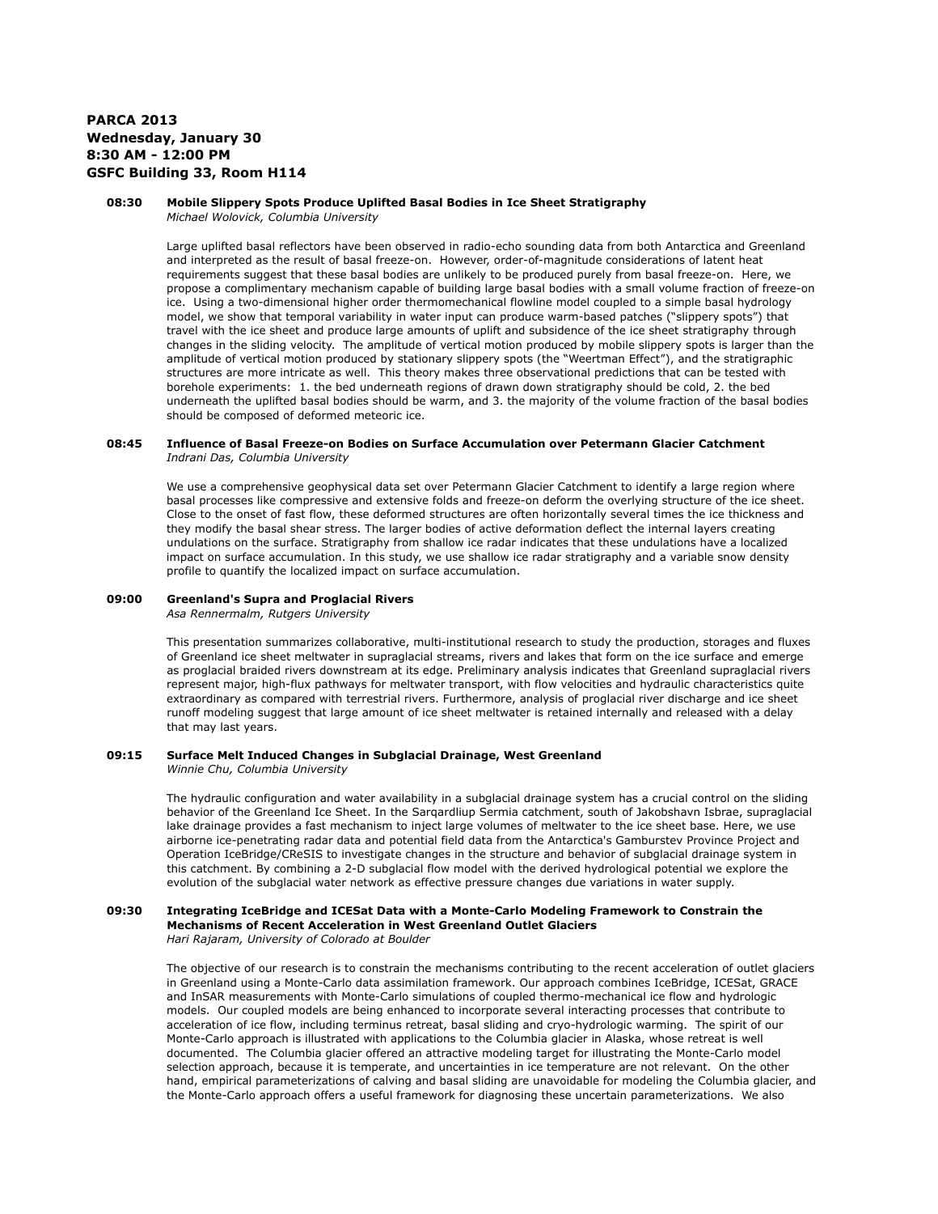**PARCA 2013**
**Wednesday, January 30**
**8:30 AM - 12:00 PM**
**GSFC Building 33, Room H114**

**08:30 Mobile Slippery Spots Produce Uplifted Basal Bodies in Ice Sheet Stratigraphy**
*Michael Wolovick, Columbia University*

Large uplifted basal reflectors have been observed in radio-echo sounding data from both Antarctica and Greenland and interpreted as the result of basal freeze-on. However, order-of-magnitude considerations of latent heat requirements suggest that these basal bodies are unlikely to be produced purely from basal freeze-on. Here, we propose a complimentary mechanism capable of building large basal bodies with a small volume fraction of freeze-on ice. Using a two-dimensional higher order thermomechanical flowline model coupled to a simple basal hydrology model, we show that temporal variability in water input can produce warm-based patches ("slippery spots") that travel with the ice sheet and produce large amounts of uplift and subsidence of the ice sheet stratigraphy through changes in the sliding velocity. The amplitude of vertical motion produced by mobile slippery spots is larger than the amplitude of vertical motion produced by stationary slippery spots (the "Weertman Effect"), and the stratigraphic structures are more intricate as well. This theory makes three observational predictions that can be tested with borehole experiments: 1. the bed underneath regions of drawn down stratigraphy should be cold, 2. the bed underneath the uplifted basal bodies should be warm, and 3. the majority of the volume fraction of the basal bodies should be composed of deformed meteoric ice.

**08:45 Influence of Basal Freeze-on Bodies on Surface Accumulation over Petermann Glacier Catchment**
*Indrani Das, Columbia University*

We use a comprehensive geophysical data set over Petermann Glacier Catchment to identify a large region where basal processes like compressive and extensive folds and freeze-on deform the overlying structure of the ice sheet. Close to the onset of fast flow, these deformed structures are often horizontally several times the ice thickness and they modify the basal shear stress. The larger bodies of active deformation deflect the internal layers creating undulations on the surface. Stratigraphy from shallow ice radar indicates that these undulations have a localized impact on surface accumulation. In this study, we use shallow ice radar stratigraphy and a variable snow density profile to quantify the localized impact on surface accumulation.

**09:00 Greenland's Supra and Proglacial Rivers**
*Asa Rennermalm, Rutgers University*

This presentation summarizes collaborative, multi-institutional research to study the production, storages and fluxes of Greenland ice sheet meltwater in supraglacial streams, rivers and lakes that form on the ice surface and emerge as proglacial braided rivers downstream at its edge. Preliminary analysis indicates that Greenland supraglacial rivers represent major, high-flux pathways for meltwater transport, with flow velocities and hydraulic characteristics quite extraordinary as compared with terrestrial rivers. Furthermore, analysis of proglacial river discharge and ice sheet runoff modeling suggest that large amount of ice sheet meltwater is retained internally and released with a delay that may last years.

**09:15 Surface Melt Induced Changes in Subglacial Drainage, West Greenland**
*Winnie Chu, Columbia University*

The hydraulic configuration and water availability in a subglacial drainage system has a crucial control on the sliding behavior of the Greenland Ice Sheet. In the Sarqardliup Sermia catchment, south of Jakobshavn Isbrae, supraglacial lake drainage provides a fast mechanism to inject large volumes of meltwater to the ice sheet base. Here, we use airborne ice-penetrating radar data and potential field data from the Antarctica's Gamburstev Province Project and Operation IceBridge/CReSIS to investigate changes in the structure and behavior of subglacial drainage system in this catchment. By combining a 2-D subglacial flow model with the derived hydrological potential we explore the evolution of the subglacial water network as effective pressure changes due variations in water supply.

**09:30 Integrating IceBridge and ICESat Data with a Monte-Carlo Modeling Framework to Constrain the Mechanisms of Recent Acceleration in West Greenland Outlet Glaciers**
*Hari Rajaram, University of Colorado at Boulder*

The objective of our research is to constrain the mechanisms contributing to the recent acceleration of outlet glaciers in Greenland using a Monte-Carlo data assimilation framework. Our approach combines IceBridge, ICESat, GRACE and InSAR measurements with Monte-Carlo simulations of coupled thermo-mechanical ice flow and hydrologic models. Our coupled models are being enhanced to incorporate several interacting processes that contribute to acceleration of ice flow, including terminus retreat, basal sliding and cryo-hydrologic warming. The spirit of our Monte-Carlo approach is illustrated with applications to the Columbia glacier in Alaska, whose retreat is well documented. The Columbia glacier offered an attractive modeling target for illustrating the Monte-Carlo model selection approach, because it is temperate, and uncertainties in ice temperature are not relevant. On the other hand, empirical parameterizations of calving and basal sliding are unavoidable for modeling the Columbia glacier, and the Monte-Carlo approach offers a useful framework for diagnosing these uncertain parameterizations. We also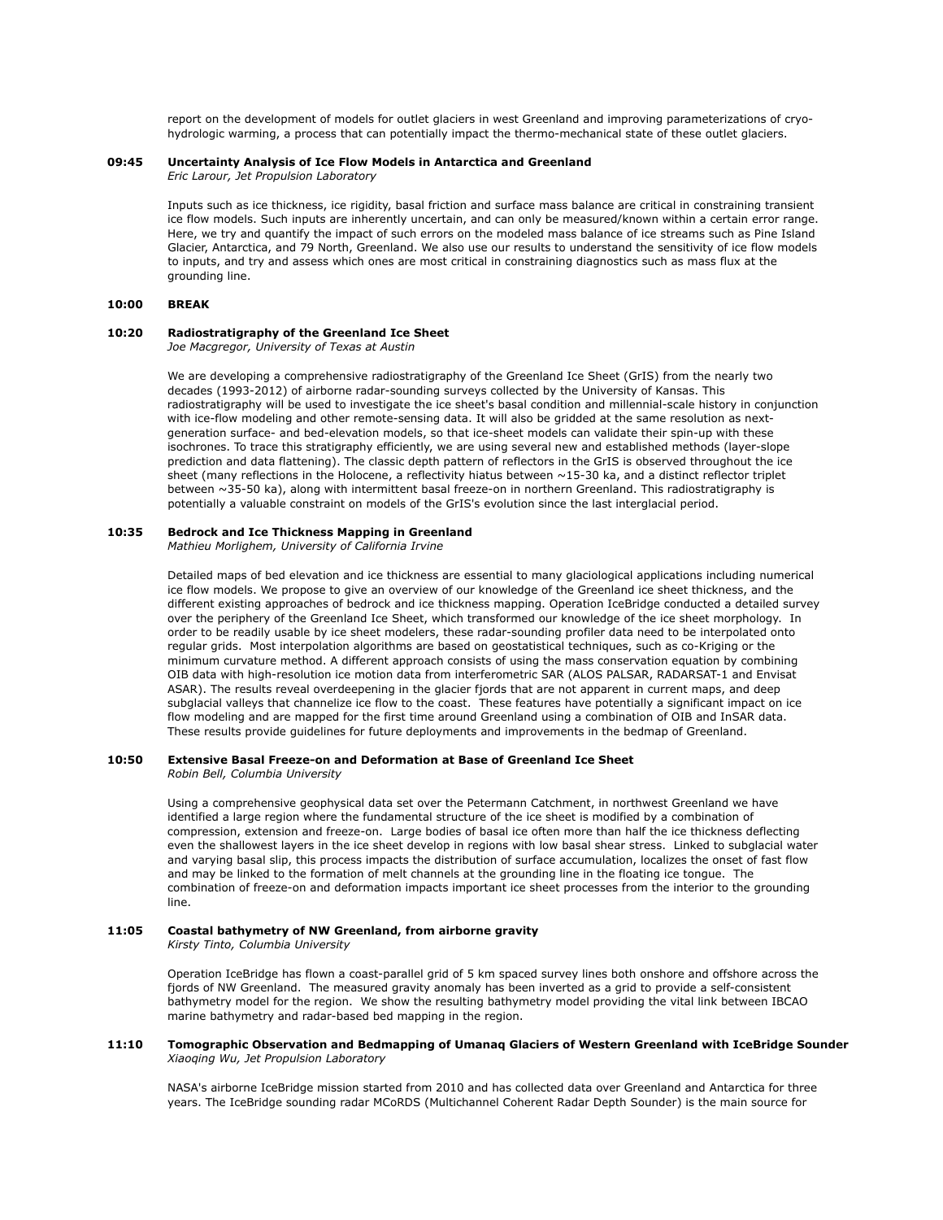report on the development of models for outlet glaciers in west Greenland and improving parameterizations of cryo-hydrologic warming, a process that can potentially impact the thermo-mechanical state of these outlet glaciers.

**09:45 Uncertainty Analysis of Ice Flow Models in Antarctica and Greenland**
*Eric Larour, Jet Propulsion Laboratory*

Inputs such as ice thickness, ice rigidity, basal friction and surface mass balance are critical in constraining transient ice flow models. Such inputs are inherently uncertain, and can only be measured/known within a certain error range. Here, we try and quantify the impact of such errors on the modeled mass balance of ice streams such as Pine Island Glacier, Antarctica, and 79 North, Greenland. We also use our results to understand the sensitivity of ice flow models to inputs, and try and assess which ones are most critical in constraining diagnostics such as mass flux at the grounding line.

**10:00 BREAK**

**10:20 Radiostratigraphy of the Greenland Ice Sheet**
*Joe Macgregor, University of Texas at Austin*

We are developing a comprehensive radiostratigraphy of the Greenland Ice Sheet (GrIS) from the nearly two decades (1993-2012) of airborne radar-sounding surveys collected by the University of Kansas. This radiostratigraphy will be used to investigate the ice sheet's basal condition and millennial-scale history in conjunction with ice-flow modeling and other remote-sensing data. It will also be gridded at the same resolution as next-generation surface- and bed-elevation models, so that ice-sheet models can validate their spin-up with these isochrones. To trace this stratigraphy efficiently, we are using several new and established methods (layer-slope prediction and data flattening). The classic depth pattern of reflectors in the GrIS is observed throughout the ice sheet (many reflections in the Holocene, a reflectivity hiatus between ~15-30 ka, and a distinct reflector triplet between ~35-50 ka), along with intermittent basal freeze-on in northern Greenland. This radiostratigraphy is potentially a valuable constraint on models of the GrIS's evolution since the last interglacial period.

**10:35 Bedrock and Ice Thickness Mapping in Greenland**
*Mathieu Morlighem, University of California Irvine*

Detailed maps of bed elevation and ice thickness are essential to many glaciological applications including numerical ice flow models. We propose to give an overview of our knowledge of the Greenland ice sheet thickness, and the different existing approaches of bedrock and ice thickness mapping. Operation IceBridge conducted a detailed survey over the periphery of the Greenland Ice Sheet, which transformed our knowledge of the ice sheet morphology. In order to be readily usable by ice sheet modelers, these radar-sounding profiler data need to be interpolated onto regular grids. Most interpolation algorithms are based on geostatistical techniques, such as co-Kriging or the minimum curvature method. A different approach consists of using the mass conservation equation by combining OIB data with high-resolution ice motion data from interferometric SAR (ALOS PALSAR, RADARSAT-1 and Envisat ASAR). The results reveal overdeepening in the glacier fjords that are not apparent in current maps, and deep subglacial valleys that channelize ice flow to the coast. These features have potentially a significant impact on ice flow modeling and are mapped for the first time around Greenland using a combination of OIB and InSAR data. These results provide guidelines for future deployments and improvements in the bedmap of Greenland.

**10:50 Extensive Basal Freeze-on and Deformation at Base of Greenland Ice Sheet**
*Robin Bell, Columbia University*

Using a comprehensive geophysical data set over the Petermann Catchment, in northwest Greenland we have identified a large region where the fundamental structure of the ice sheet is modified by a combination of compression, extension and freeze-on. Large bodies of basal ice often more than half the ice thickness deflecting even the shallowest layers in the ice sheet develop in regions with low basal shear stress. Linked to subglacial water and varying basal slip, this process impacts the distribution of surface accumulation, localizes the onset of fast flow and may be linked to the formation of melt channels at the grounding line in the floating ice tongue. The combination of freeze-on and deformation impacts important ice sheet processes from the interior to the grounding line.

**11:05 Coastal bathymetry of NW Greenland, from airborne gravity**
*Kirsty Tinto, Columbia University*

Operation IceBridge has flown a coast-parallel grid of 5 km spaced survey lines both onshore and offshore across the fjords of NW Greenland. The measured gravity anomaly has been inverted as a grid to provide a self-consistent bathymetry model for the region. We show the resulting bathymetry model providing the vital link between IBCAO marine bathymetry and radar-based bed mapping in the region.

**11:10 Tomographic Observation and Bedmapping of Umanaq Glaciers of Western Greenland with IceBridge Sounder**
*Xiaoqing Wu, Jet Propulsion Laboratory*

NASA's airborne IceBridge mission started from 2010 and has collected data over Greenland and Antarctica for three years. The IceBridge sounding radar MCoRDS (Multichannel Coherent Radar Depth Sounder) is the main source for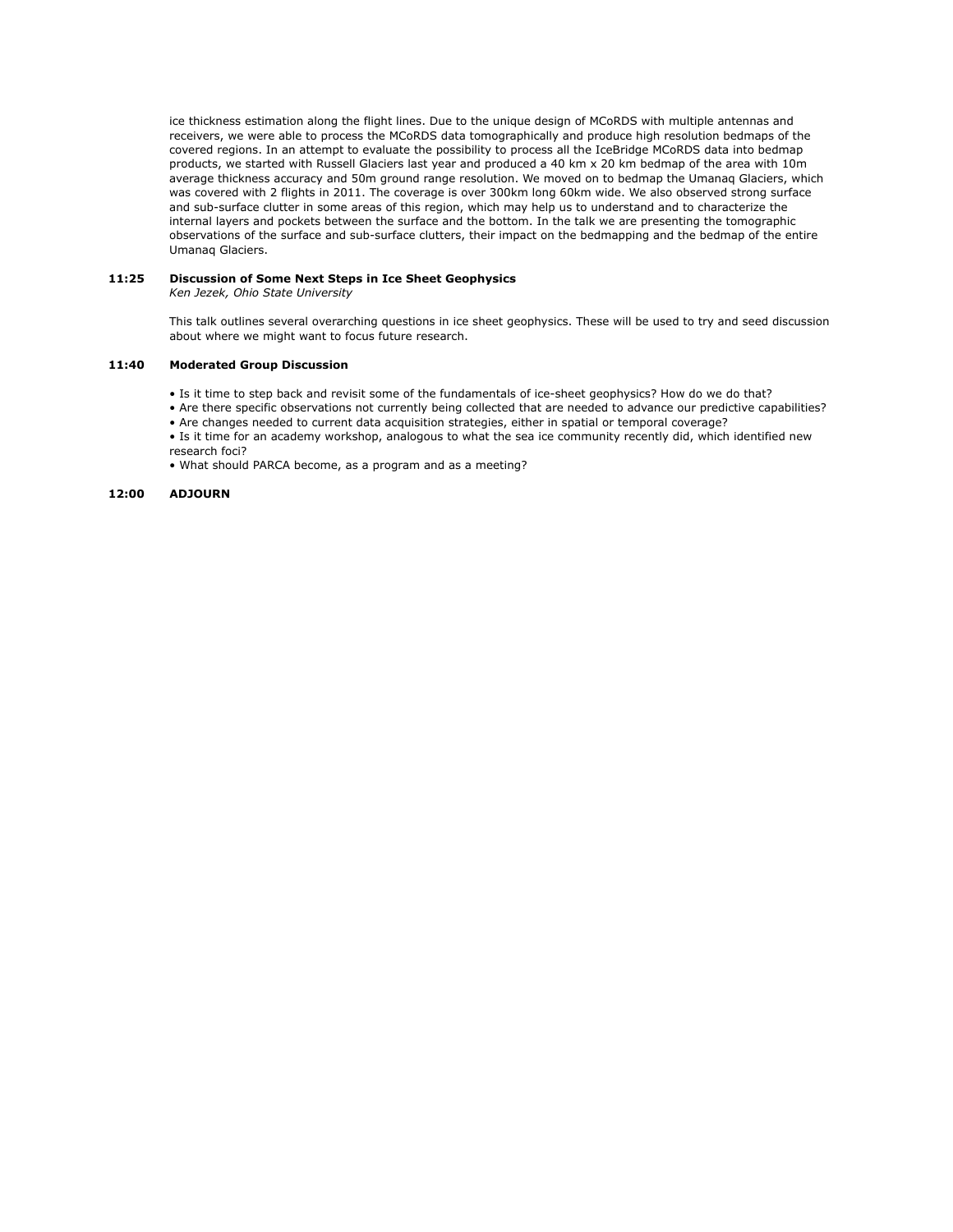ice thickness estimation along the flight lines. Due to the unique design of MCoRDS with multiple antennas and receivers, we were able to process the MCoRDS data tomographically and produce high resolution bedmaps of the covered regions. In an attempt to evaluate the possibility to process all the IceBridge MCoRDS data into bedmap products, we started with Russell Glaciers last year and produced a 40 km x 20 km bedmap of the area with 10m average thickness accuracy and 50m ground range resolution. We moved on to bedmap the Umanaq Glaciers, which was covered with 2 flights in 2011. The coverage is over 300km long 60km wide. We also observed strong surface and sub-surface clutter in some areas of this region, which may help us to understand and to characterize the internal layers and pockets between the surface and the bottom. In the talk we are presenting the tomographic observations of the surface and sub-surface clutters, their impact on the bedmapping and the bedmap of the entire Umanaq Glaciers.

**11:25 Discussion of Some Next Steps in Ice Sheet Geophysics**
*Ken Jezek, Ohio State University*

This talk outlines several overarching questions in ice sheet geophysics. These will be used to try and seed discussion about where we might want to focus future research.

**11:40 Moderated Group Discussion**

- Is it time to step back and revisit some of the fundamentals of ice-sheet geophysics? How do we do that?
- Are there specific observations not currently being collected that are needed to advance our predictive capabilities?
- Are changes needed to current data acquisition strategies, either in spatial or temporal coverage?
- Is it time for an academy workshop, analogous to what the sea ice community recently did, which identified new research foci?
- What should PARCA become, as a program and as a meeting?

**12:00 ADJOURN**